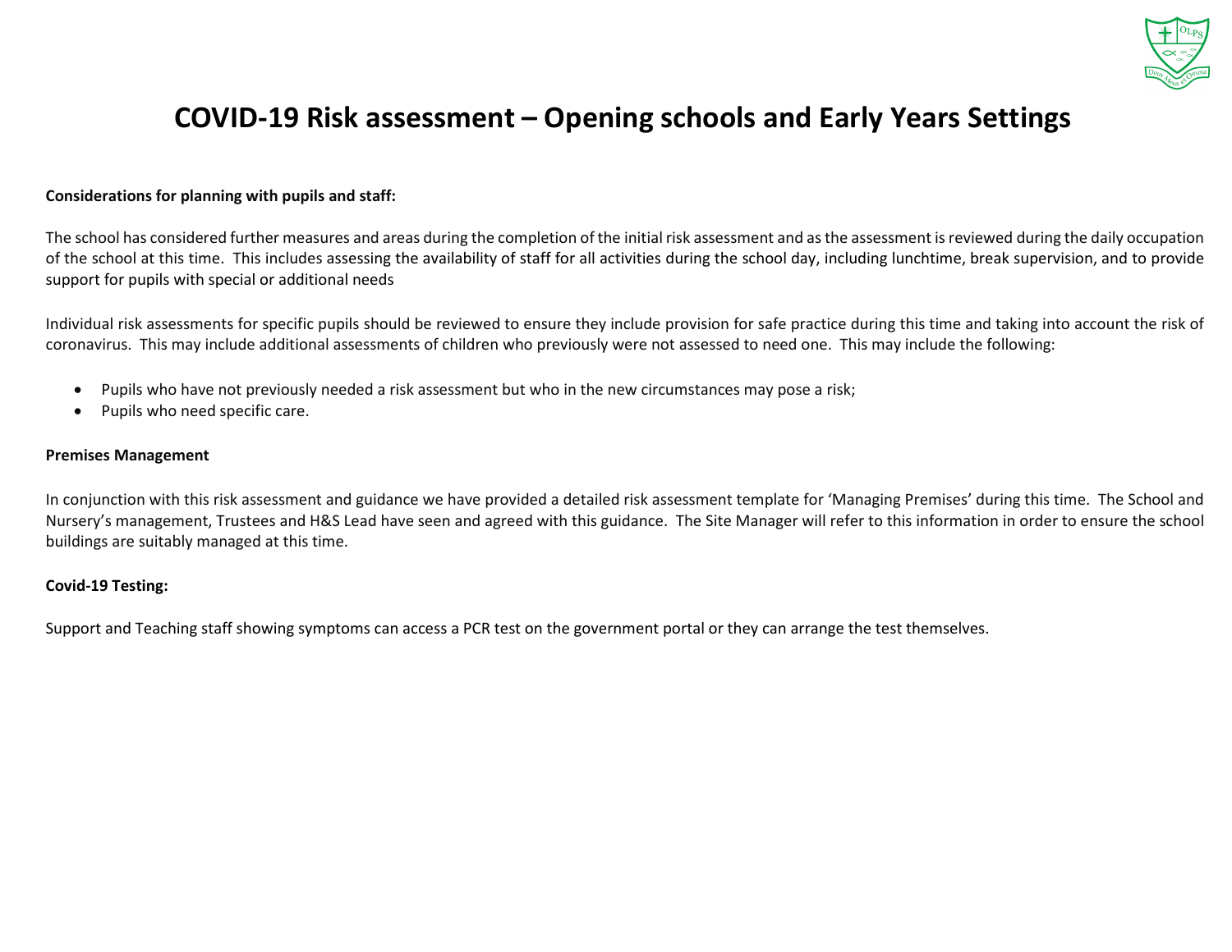# COVID-19 Risk assessment – Opening schools and Early Years Settings

**Considerations for planning with pupils and staff:**

The school has considered further measures and areas during the completion of the initial risk assessment and as the assessment is reviewed during the daily occupation of the school at this time. This includes assessing the availability of staff for all activities during the school day, including lunchtime, break supervision, and to provide support for pupils with special or additional needs

Individual risk assessments for specific pupils should be reviewed to ensure they include provision for safe practice during this time and taking into account the risk of coronavirus. This may include additional assessments of children who previously were not assessed to need one. This may include the following:

- Pupils who have not previously needed a risk assessment but who in the new circumstances may pose a risk;
- Pupils who need specific care.

**Premises Management**

In conjunction with this risk assessment and guidance we have provided a detailed risk assessment template for 'Managing Premises' during this time. The School and Nursery's management, Trustees and H&S Lead have seen and agreed with this guidance. The Site Manager will refer to this information in order to ensure the school buildings are suitably managed at this time.

**Covid-19 Testing:**

Support and Teaching staff showing symptoms can access a PCR test on the government portal or they can arrange the test themselves.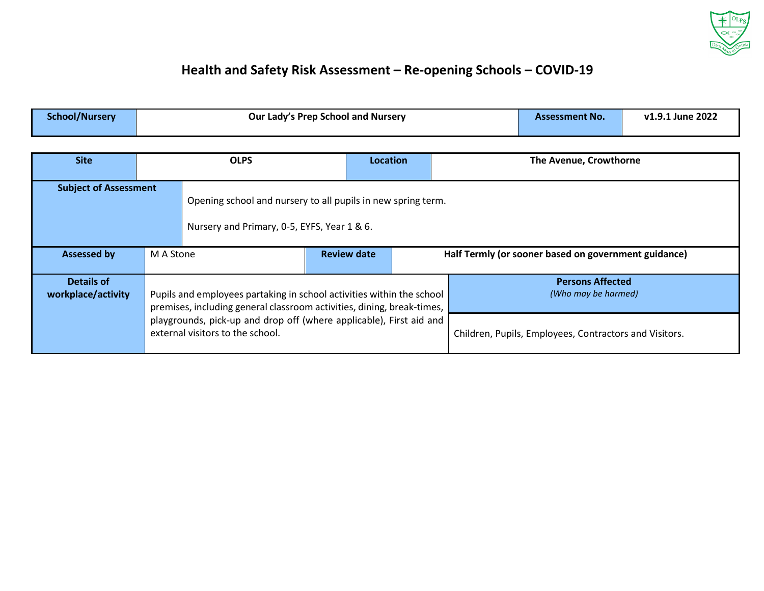# Health and Safety Risk Assessment – Re-opening Schools – COVID-19

| School/Nursery | Our Lady's Prep School and Nursery | Assessment No. | v1.9.1 June 2022 |
|---|---|---|---|

| Site | OLPS | Location | The Avenue, Crowthorne |
|---|---|---|---|
| **Subject of Assessment** | Opening school and nursery to all pupils in new spring term.<br><br>Nursery and Primary, 0-5, EYFS, Year 1 & 6. | | |
| **Assessed by** | M A Stone | **Review date** | **Half Termly (or sooner based on government guidance)** |

| Details of workplace/activity | Pupils and employees partaking in school activities within the school premises, including general classroom activities, dining, break-times, playgrounds, pick-up and drop off (where applicable), First aid and external visitors to the school. | **Persons Affected**<br>*(Who may be harmed)* |
|---|---|---|
| | | Children, Pupils, Employees, Contractors and Visitors. |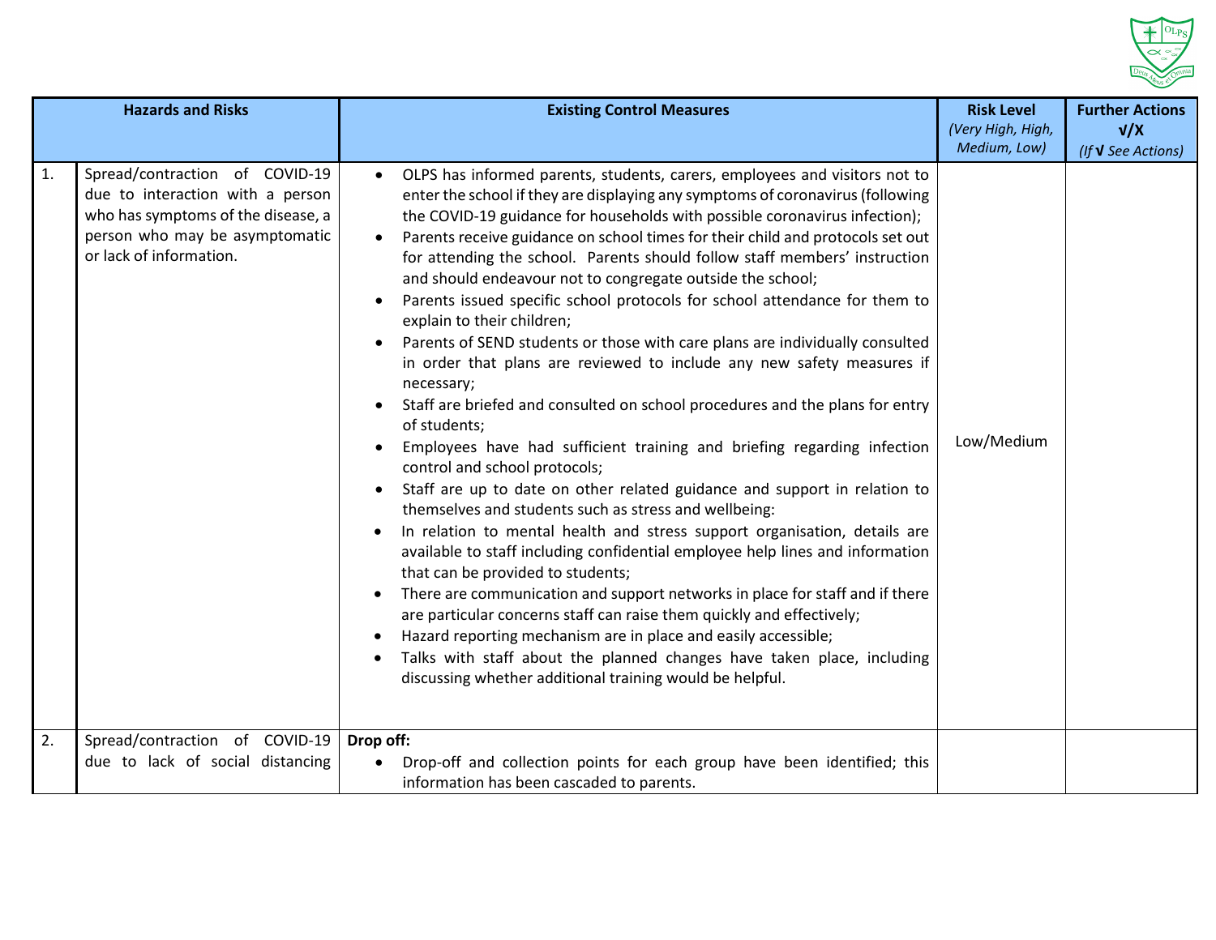| | Hazards and Risks | Existing Control Measures | Risk Level *(Very High, High, Medium, Low)* | Further Actions √/X *(If √ See Actions)* |
|---|---|---|---|---|
| 1. | Spread/contraction of COVID-19 due to interaction with a person who has symptoms of the disease, a person who may be asymptomatic or lack of information. | • OLPS has informed parents, students, carers, employees and visitors not to enter the school if they are displaying any symptoms of coronavirus (following the COVID-19 guidance for households with possible coronavirus infection);<br>• Parents receive guidance on school times for their child and protocols set out for attending the school. Parents should follow staff members' instruction and should endeavour not to congregate outside the school;<br>• Parents issued specific school protocols for school attendance for them to explain to their children;<br>• Parents of SEND students or those with care plans are individually consulted in order that plans are reviewed to include any new safety measures if necessary;<br>• Staff are briefed and consulted on school procedures and the plans for entry of students;<br>• Employees have had sufficient training and briefing regarding infection control and school protocols;<br>• Staff are up to date on other related guidance and support in relation to themselves and students such as stress and wellbeing:<br>• In relation to mental health and stress support organisation, details are available to staff including confidential employee help lines and information that can be provided to students;<br>• There are communication and support networks in place for staff and if there are particular concerns staff can raise them quickly and effectively;<br>• Hazard reporting mechanism are in place and easily accessible;<br>• Talks with staff about the planned changes have taken place, including discussing whether additional training would be helpful. | Low/Medium | |
| 2. | Spread/contraction of COVID-19 due to lack of social distancing | **Drop off:**<br>• Drop-off and collection points for each group have been identified; this information has been cascaded to parents. | | |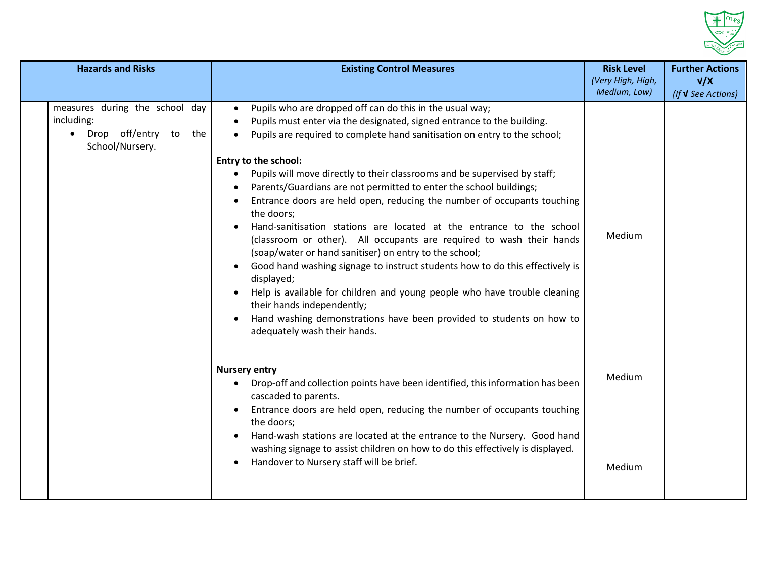| Hazards and Risks | Existing Control Measures | Risk Level *(Very High, High, Medium, Low)* | Further Actions √/X *(If √ See Actions)* |
|---|---|---|---|
| measures during the school day including:<br>• Drop off/entry to the School/Nursery. | • Pupils who are dropped off can do this in the usual way;<br>• Pupils must enter via the designated, signed entrance to the building.<br>• Pupils are required to complete hand sanitisation on entry to the school;<br><br>**Entry to the school:**<br>• Pupils will move directly to their classrooms and be supervised by staff;<br>• Parents/Guardians are not permitted to enter the school buildings;<br>• Entrance doors are held open, reducing the number of occupants touching the doors;<br>• Hand-sanitisation stations are located at the entrance to the school (classroom or other). All occupants are required to wash their hands (soap/water or hand sanitiser) on entry to the school;<br>• Good hand washing signage to instruct students how to do this effectively is displayed;<br>• Help is available for children and young people who have trouble cleaning their hands independently;<br>• Hand washing demonstrations have been provided to students on how to adequately wash their hands. | Medium | |
| | **Nursery entry**<br>• Drop-off and collection points have been identified, this information has been cascaded to parents.<br>• Entrance doors are held open, reducing the number of occupants touching the doors;<br>• Hand-wash stations are located at the entrance to the Nursery. Good hand washing signage to assist children on how to do this effectively is displayed.<br>• Handover to Nursery staff will be brief. | Medium<br><br>Medium | |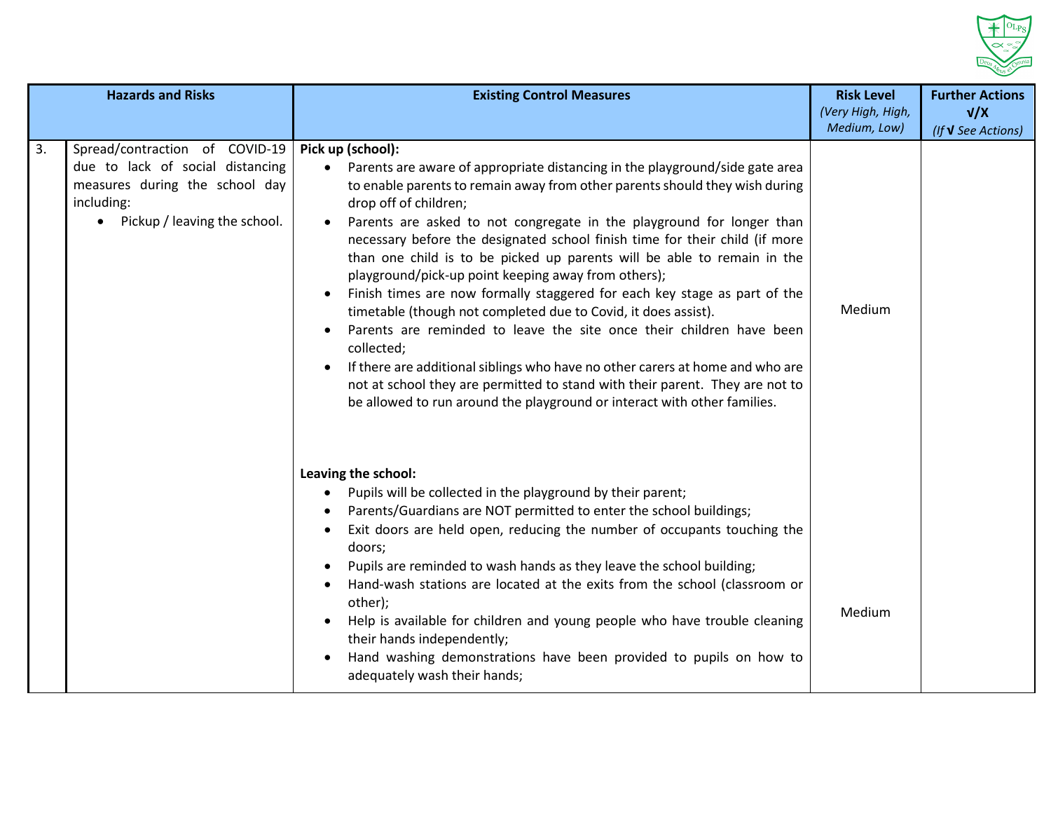| | Hazards and Risks | Existing Control Measures | Risk Level (Very High, High, Medium, Low) | Further Actions √/X (If √ See Actions) |
|---|---|---|---|---|
| 3. | Spread/contraction of COVID-19 due to lack of social distancing measures during the school day including: <br>• Pickup / leaving the school. | **Pick up (school):**<br>• Parents are aware of appropriate distancing in the playground/side gate area to enable parents to remain away from other parents should they wish during drop off of children;<br>• Parents are asked to not congregate in the playground for longer than necessary before the designated school finish time for their child (if more than one child is to be picked up parents will be able to remain in the playground/pick-up point keeping away from others);<br>• Finish times are now formally staggered for each key stage as part of the timetable (though not completed due to Covid, it does assist).<br>• Parents are reminded to leave the site once their children have been collected;<br>• If there are additional siblings who have no other carers at home and who are not at school they are permitted to stand with their parent. They are not to be allowed to run around the playground or interact with other families. | Medium | |
| | | **Leaving the school:**<br>• Pupils will be collected in the playground by their parent;<br>• Parents/Guardians are NOT permitted to enter the school buildings;<br>• Exit doors are held open, reducing the number of occupants touching the doors;<br>• Pupils are reminded to wash hands as they leave the school building;<br>• Hand-wash stations are located at the exits from the school (classroom or other);<br>• Help is available for children and young people who have trouble cleaning their hands independently;<br>• Hand washing demonstrations have been provided to pupils on how to adequately wash their hands; | Medium | |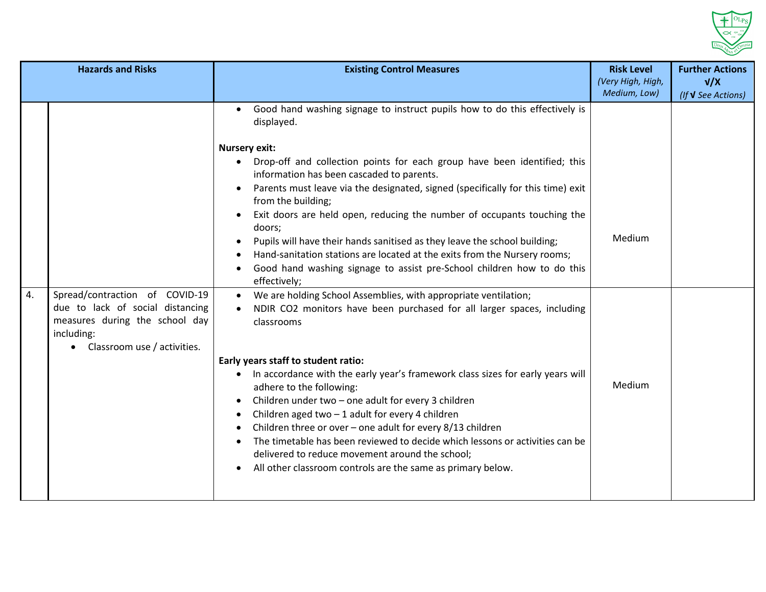| | Hazards and Risks | Existing Control Measures | Risk Level *(Very High, High, Medium, Low)* | Further Actions √/X *(If √ See Actions)* |
|---|---|---|---|---|
| | | • Good hand washing signage to instruct pupils how to do this effectively is displayed.<br><br>**Nursery exit:**<br>• Drop-off and collection points for each group have been identified; this information has been cascaded to parents.<br>• Parents must leave via the designated, signed (specifically for this time) exit from the building;<br>• Exit doors are held open, reducing the number of occupants touching the doors;<br>• Pupils will have their hands sanitised as they leave the school building;<br>• Hand-sanitation stations are located at the exits from the Nursery rooms;<br>• Good hand washing signage to assist pre-School children how to do this effectively; | Medium | |
| 4. | Spread/contraction of COVID-19 due to lack of social distancing measures during the school day including:<br>• Classroom use / activities. | • We are holding School Assemblies, with appropriate ventilation;<br>• NDIR CO2 monitors have been purchased for all larger spaces, including classrooms<br><br>**Early years staff to student ratio:**<br>• In accordance with the early year's framework class sizes for early years will adhere to the following:<br>• Children under two – one adult for every 3 children<br>• Children aged two – 1 adult for every 4 children<br>• Children three or over – one adult for every 8/13 children<br>• The timetable has been reviewed to decide which lessons or activities can be delivered to reduce movement around the school;<br>• All other classroom controls are the same as primary below. | Medium | |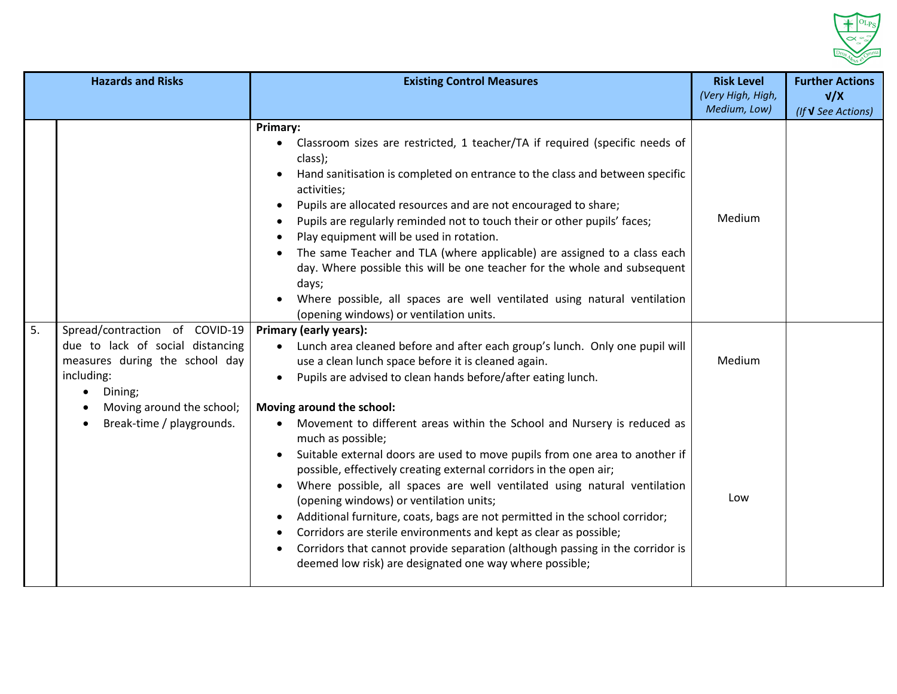| | Hazards and Risks | Existing Control Measures | Risk Level *(Very High, High, Medium, Low)* | Further Actions √/X *(If √ See Actions)* |
|---|---|---|---|---|
| | | **Primary:**<br>• Classroom sizes are restricted, 1 teacher/TA if required (specific needs of class);<br>• Hand sanitisation is completed on entrance to the class and between specific activities;<br>• Pupils are allocated resources and are not encouraged to share;<br>• Pupils are regularly reminded not to touch their or other pupils' faces;<br>• Play equipment will be used in rotation.<br>• The same Teacher and TLA (where applicable) are assigned to a class each day. Where possible this will be one teacher for the whole and subsequent days;<br>• Where possible, all spaces are well ventilated using natural ventilation (opening windows) or ventilation units. | Medium | |
| 5. | Spread/contraction of COVID-19 due to lack of social distancing measures during the school day including:<br>• Dining;<br>• Moving around the school;<br>• Break-time / playgrounds. | **Primary (early years):**<br>• Lunch area cleaned before and after each group's lunch. Only one pupil will use a clean lunch space before it is cleaned again.<br>• Pupils are advised to clean hands before/after eating lunch. | Medium | |
| | | **Moving around the school:**<br>• Movement to different areas within the School and Nursery is reduced as much as possible;<br>• Suitable external doors are used to move pupils from one area to another if possible, effectively creating external corridors in the open air;<br>• Where possible, all spaces are well ventilated using natural ventilation (opening windows) or ventilation units;<br>• Additional furniture, coats, bags are not permitted in the school corridor;<br>• Corridors are sterile environments and kept as clear as possible;<br>• Corridors that cannot provide separation (although passing in the corridor is deemed low risk) are designated one way where possible; | Low | |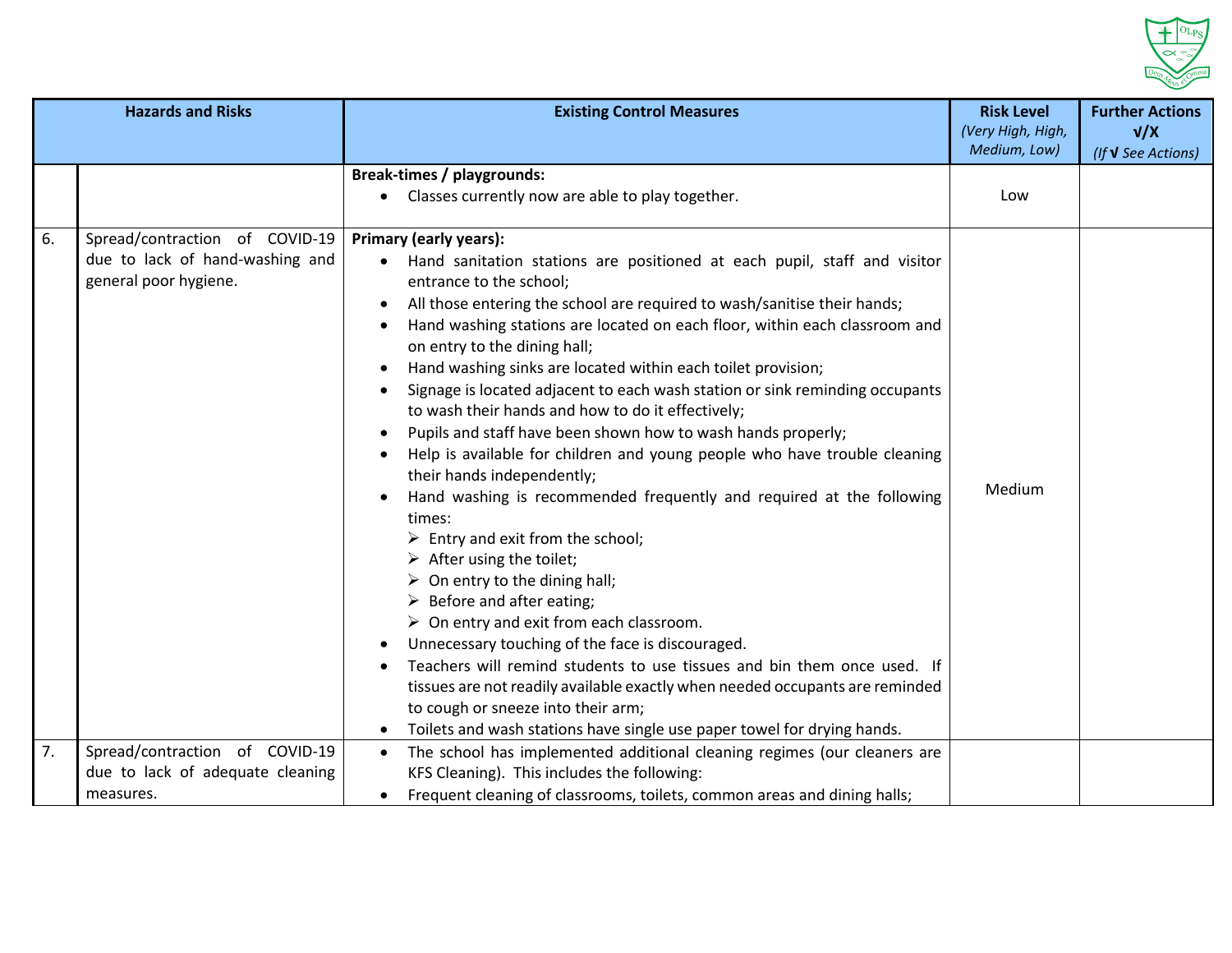| | Hazards and Risks | Existing Control Measures | Risk Level *(Very High, High, Medium, Low)* | Further Actions √/X *(If √ See Actions)* |
|---|---|---|---|---|
| | | **Break-times / playgrounds:**<br>• Classes currently now are able to play together. | Low | |
| 6. | Spread/contraction of COVID-19 due to lack of hand-washing and general poor hygiene. | **Primary (early years):**<br>• Hand sanitation stations are positioned at each pupil, staff and visitor entrance to the school;<br>• All those entering the school are required to wash/sanitise their hands;<br>• Hand washing stations are located on each floor, within each classroom and on entry to the dining hall;<br>• Hand washing sinks are located within each toilet provision;<br>• Signage is located adjacent to each wash station or sink reminding occupants to wash their hands and how to do it effectively;<br>• Pupils and staff have been shown how to wash hands properly;<br>• Help is available for children and young people who have trouble cleaning their hands independently;<br>• Hand washing is recommended frequently and required at the following times:<br>➢ Entry and exit from the school;<br>➢ After using the toilet;<br>➢ On entry to the dining hall;<br>➢ Before and after eating;<br>➢ On entry and exit from each classroom.<br>• Unnecessary touching of the face is discouraged.<br>• Teachers will remind students to use tissues and bin them once used. If tissues are not readily available exactly when needed occupants are reminded to cough or sneeze into their arm;<br>• Toilets and wash stations have single use paper towel for drying hands. | Medium | |
| 7. | Spread/contraction of COVID-19 due to lack of adequate cleaning measures. | • The school has implemented additional cleaning regimes (our cleaners are KFS Cleaning). This includes the following:<br>• Frequent cleaning of classrooms, toilets, common areas and dining halls; | | |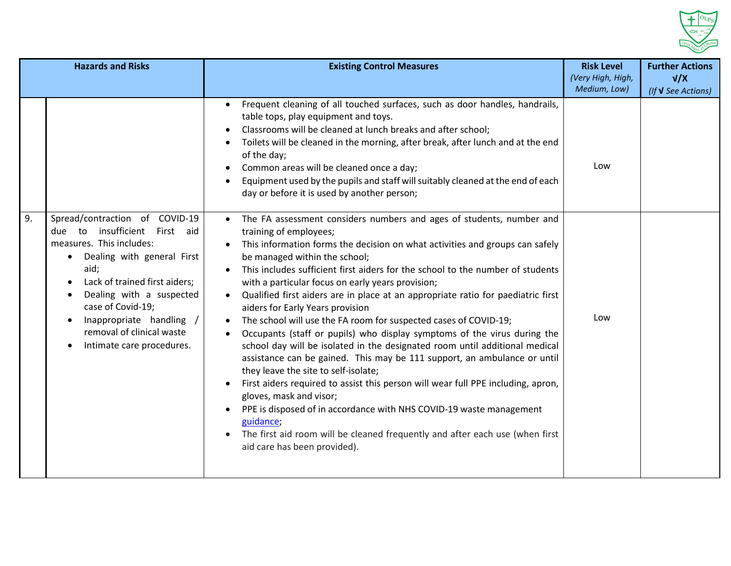| | Hazards and Risks | Existing Control Measures | Risk Level *(Very High, High, Medium, Low)* | Further Actions √/X *(If √ See Actions)* |
|---|---|---|---|---|
| | | • Frequent cleaning of all touched surfaces, such as door handles, handrails, table tops, play equipment and toys.<br>• Classrooms will be cleaned at lunch breaks and after school;<br>• Toilets will be cleaned in the morning, after break, after lunch and at the end of the day;<br>• Common areas will be cleaned once a day;<br>• Equipment used by the pupils and staff will suitably cleaned at the end of each day or before it is used by another person; | Low | |
| 9. | Spread/contraction of COVID-19 due to insufficient First aid measures. This includes:<br>• Dealing with general First aid;<br>• Lack of trained first aiders;<br>• Dealing with a suspected case of Covid-19;<br>• Inappropriate handling / removal of clinical waste<br>• Intimate care procedures. | • The FA assessment considers numbers and ages of students, number and training of employees;<br>• This information forms the decision on what activities and groups can safely be managed within the school;<br>• This includes sufficient first aiders for the school to the number of students with a particular focus on early years provision;<br>• Qualified first aiders are in place at an appropriate ratio for paediatric first aiders for Early Years provision<br>• The school will use the FA room for suspected cases of COVID-19;<br>• Occupants (staff or pupils) who display symptoms of the virus during the school day will be isolated in the designated room until additional medical assistance can be gained. This may be 111 support, an ambulance or until they leave the site to self-isolate;<br>• First aiders required to assist this person will wear full PPE including, apron, gloves, mask and visor;<br>• PPE is disposed of in accordance with NHS COVID-19 waste management guidance;<br>• The first aid room will be cleaned frequently and after each use (when first aid care has been provided). | Low | |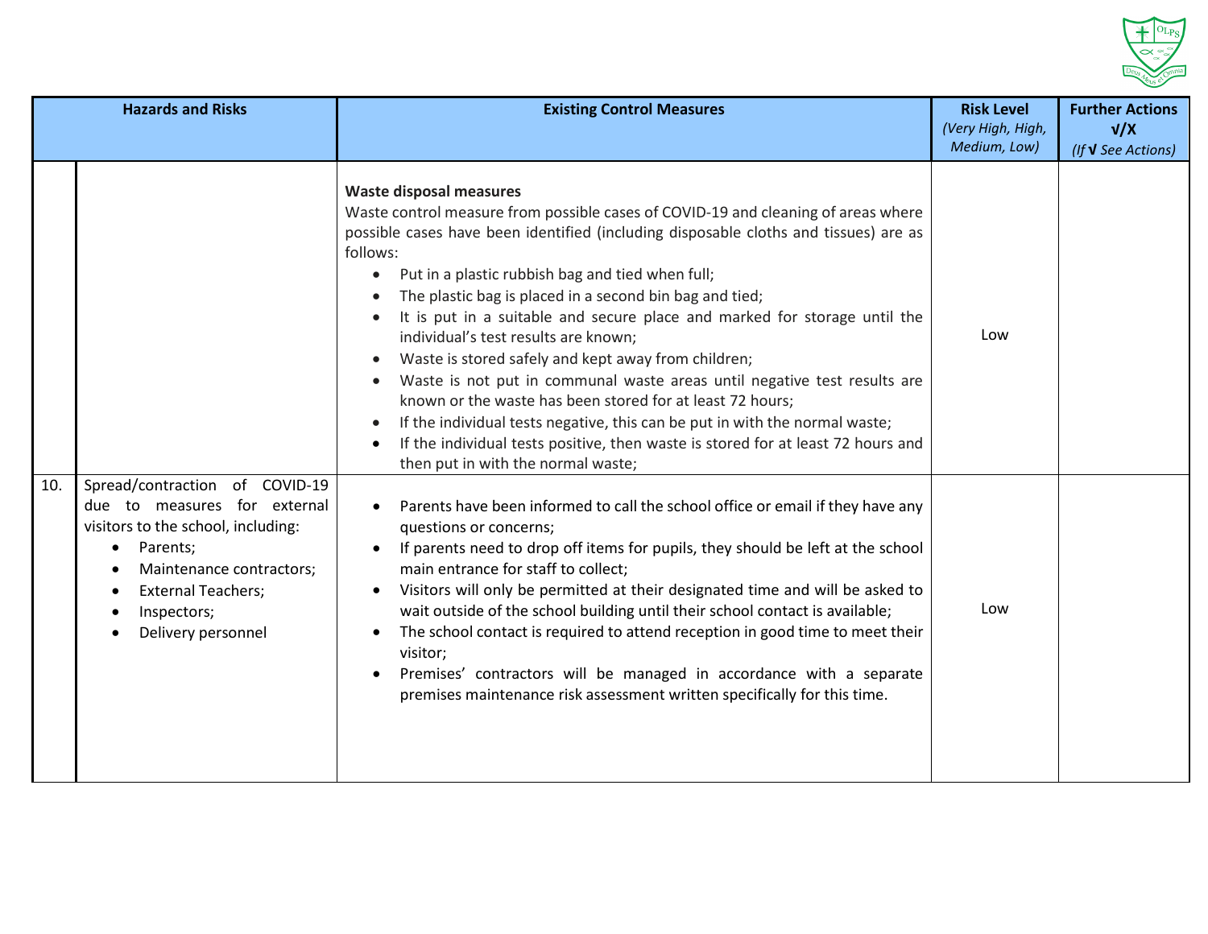| | Hazards and Risks | Existing Control Measures | Risk Level *(Very High, High, Medium, Low)* | Further Actions √/X *(If √ See Actions)* |
|---|---|---|---|---|
| | | **Waste disposal measures**<br>Waste control measure from possible cases of COVID-19 and cleaning of areas where possible cases have been identified (including disposable cloths and tissues) are as follows:<br>• Put in a plastic rubbish bag and tied when full;<br>• The plastic bag is placed in a second bin bag and tied;<br>• It is put in a suitable and secure place and marked for storage until the individual's test results are known;<br>• Waste is stored safely and kept away from children;<br>• Waste is not put in communal waste areas until negative test results are known or the waste has been stored for at least 72 hours;<br>• If the individual tests negative, this can be put in with the normal waste;<br>• If the individual tests positive, then waste is stored for at least 72 hours and then put in with the normal waste; | Low | |
| 10. | Spread/contraction of COVID-19 due to measures for external visitors to the school, including:<br>• Parents;<br>• Maintenance contractors;<br>• External Teachers;<br>• Inspectors;<br>• Delivery personnel | • Parents have been informed to call the school office or email if they have any questions or concerns;<br>• If parents need to drop off items for pupils, they should be left at the school main entrance for staff to collect;<br>• Visitors will only be permitted at their designated time and will be asked to wait outside of the school building until their school contact is available;<br>• The school contact is required to attend reception in good time to meet their visitor;<br>• Premises' contractors will be managed in accordance with a separate premises maintenance risk assessment written specifically for this time. | Low | |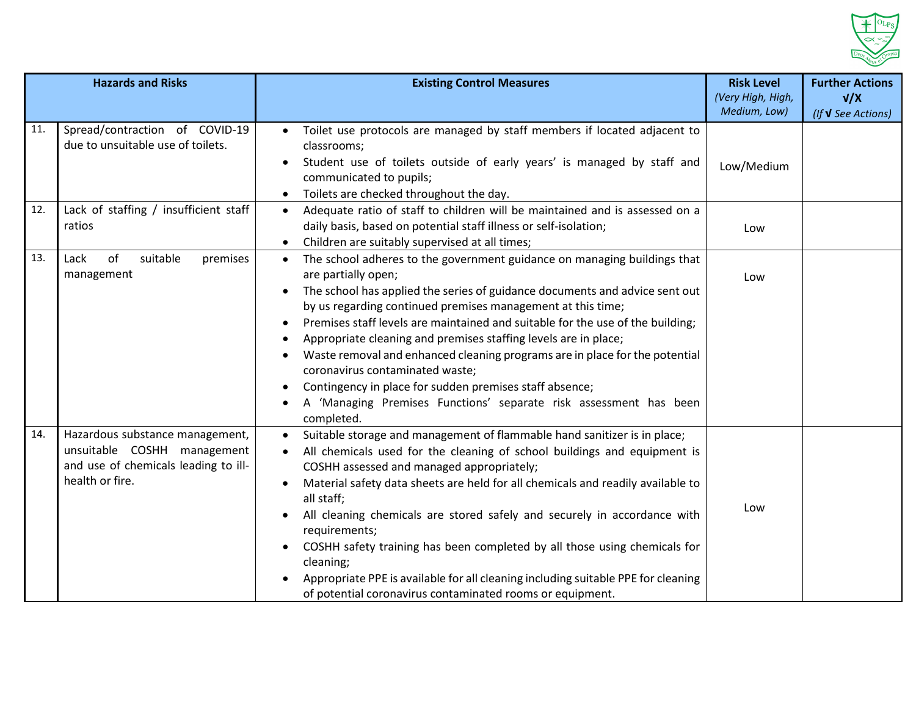| | Hazards and Risks | Existing Control Measures | Risk Level *(Very High, High, Medium, Low)* | Further Actions √/X *(If √ See Actions)* |
|---|---|---|---|---|
| 11. | Spread/contraction of COVID-19 due to unsuitable use of toilets. | • Toilet use protocols are managed by staff members if located adjacent to classrooms;<br>• Student use of toilets outside of early years' is managed by staff and communicated to pupils;<br>• Toilets are checked throughout the day. | Low/Medium | |
| 12. | Lack of staffing / insufficient staff ratios | • Adequate ratio of staff to children will be maintained and is assessed on a daily basis, based on potential staff illness or self-isolation;<br>• Children are suitably supervised at all times; | Low | |
| 13. | Lack of suitable premises management | • The school adheres to the government guidance on managing buildings that are partially open;<br>• The school has applied the series of guidance documents and advice sent out by us regarding continued premises management at this time;<br>• Premises staff levels are maintained and suitable for the use of the building;<br>• Appropriate cleaning and premises staffing levels are in place;<br>• Waste removal and enhanced cleaning programs are in place for the potential coronavirus contaminated waste;<br>• Contingency in place for sudden premises staff absence;<br>• A 'Managing Premises Functions' separate risk assessment has been completed. | Low | |
| 14. | Hazardous substance management, unsuitable COSHH management and use of chemicals leading to ill-health or fire. | • Suitable storage and management of flammable hand sanitizer is in place;<br>• All chemicals used for the cleaning of school buildings and equipment is COSHH assessed and managed appropriately;<br>• Material safety data sheets are held for all chemicals and readily available to all staff;<br>• All cleaning chemicals are stored safely and securely in accordance with requirements;<br>• COSHH safety training has been completed by all those using chemicals for cleaning;<br>• Appropriate PPE is available for all cleaning including suitable PPE for cleaning of potential coronavirus contaminated rooms or equipment. | Low | |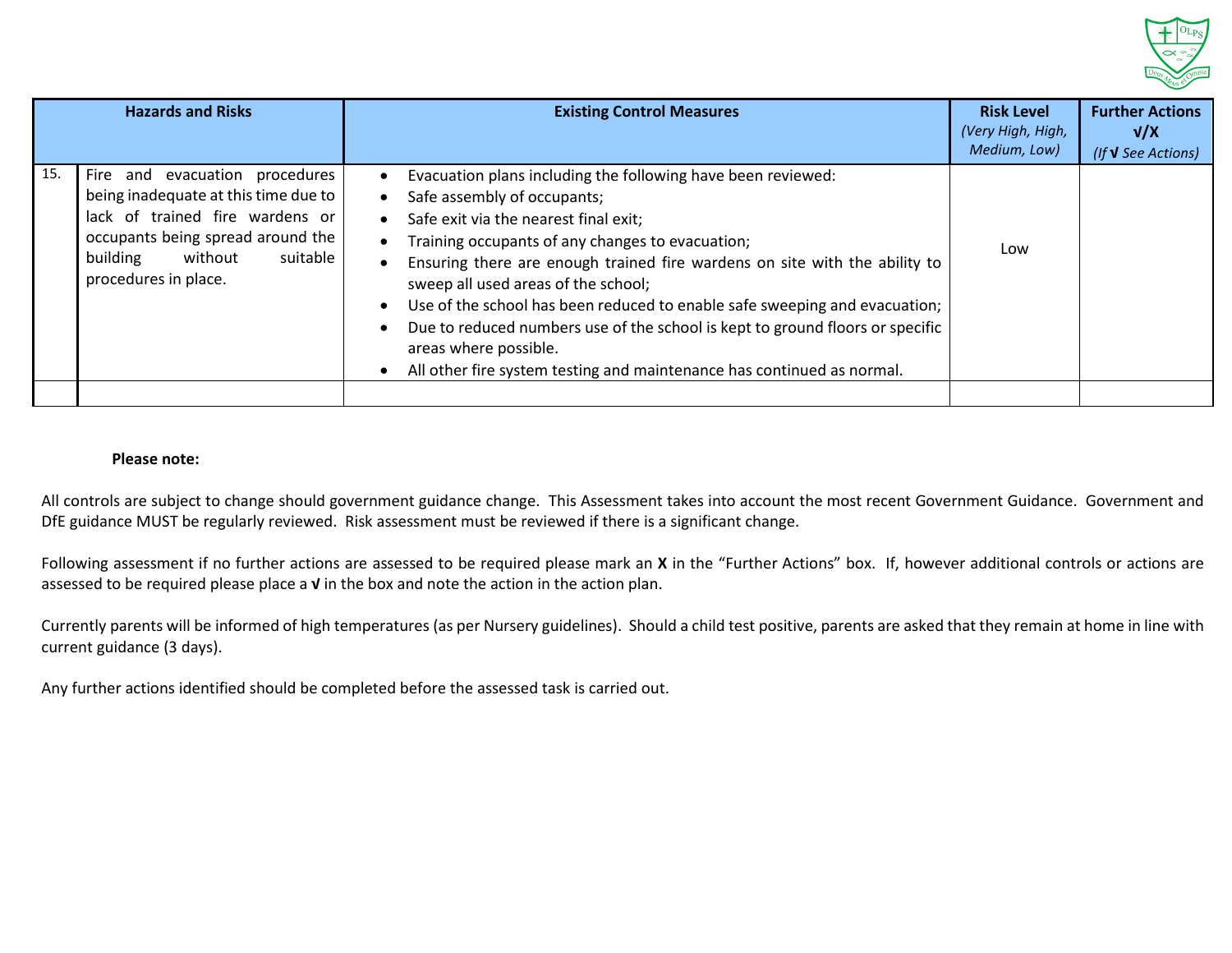| Hazards and Risks | | Existing Control Measures | Risk Level *(Very High, High, Medium, Low)* | Further Actions √/X *(If √ See Actions)* |
|---|---|---|---|---|
| 15. | Fire and evacuation procedures being inadequate at this time due to lack of trained fire wardens or occupants being spread around the building without suitable procedures in place. | • Evacuation plans including the following have been reviewed:<br>• Safe assembly of occupants;<br>• Safe exit via the nearest final exit;<br>• Training occupants of any changes to evacuation;<br>• Ensuring there are enough trained fire wardens on site with the ability to sweep all used areas of the school;<br>• Use of the school has been reduced to enable safe sweeping and evacuation;<br>• Due to reduced numbers use of the school is kept to ground floors or specific areas where possible.<br>• All other fire system testing and maintenance has continued as normal. | Low | |
| | | | | |

**Please note:**

All controls are subject to change should government guidance change. This Assessment takes into account the most recent Government Guidance. Government and DfE guidance MUST be regularly reviewed. Risk assessment must be reviewed if there is a significant change.

Following assessment if no further actions are assessed to be required please mark an **X** in the "Further Actions" box. If, however additional controls or actions are assessed to be required please place a **√** in the box and note the action in the action plan.

Currently parents will be informed of high temperatures (as per Nursery guidelines). Should a child test positive, parents are asked that they remain at home in line with current guidance (3 days).

Any further actions identified should be completed before the assessed task is carried out.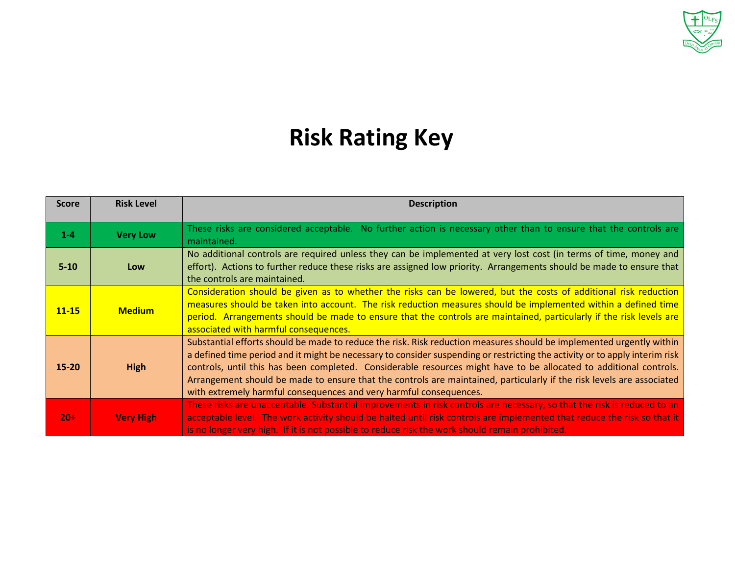# Risk Rating Key

| Score | Risk Level | Description |
|---|---|---|
| 1-4 | Very Low | These risks are considered acceptable. No further action is necessary other than to ensure that the controls are maintained. |
| 5-10 | Low | No additional controls are required unless they can be implemented at very lost cost (in terms of time, money and effort). Actions to further reduce these risks are assigned low priority. Arrangements should be made to ensure that the controls are maintained. |
| 11-15 | Medium | Consideration should be given as to whether the risks can be lowered, but the costs of additional risk reduction measures should be taken into account. The risk reduction measures should be implemented within a defined time period. Arrangements should be made to ensure that the controls are maintained, particularly if the risk levels are associated with harmful consequences. |
| 15-20 | High | Substantial efforts should be made to reduce the risk. Risk reduction measures should be implemented urgently within a defined time period and it might be necessary to consider suspending or restricting the activity or to apply interim risk controls, until this has been completed. Considerable resources might have to be allocated to additional controls. Arrangement should be made to ensure that the controls are maintained, particularly if the risk levels are associated with extremely harmful consequences and very harmful consequences. |
| 20+ | Very High | These risks are unacceptable. Substantial improvements in risk controls are necessary, so that the risk is reduced to an acceptable level. The work activity should be halted until risk controls are implemented that reduce the risk so that it is no longer very high. If it is not possible to reduce risk the work should remain prohibited. |